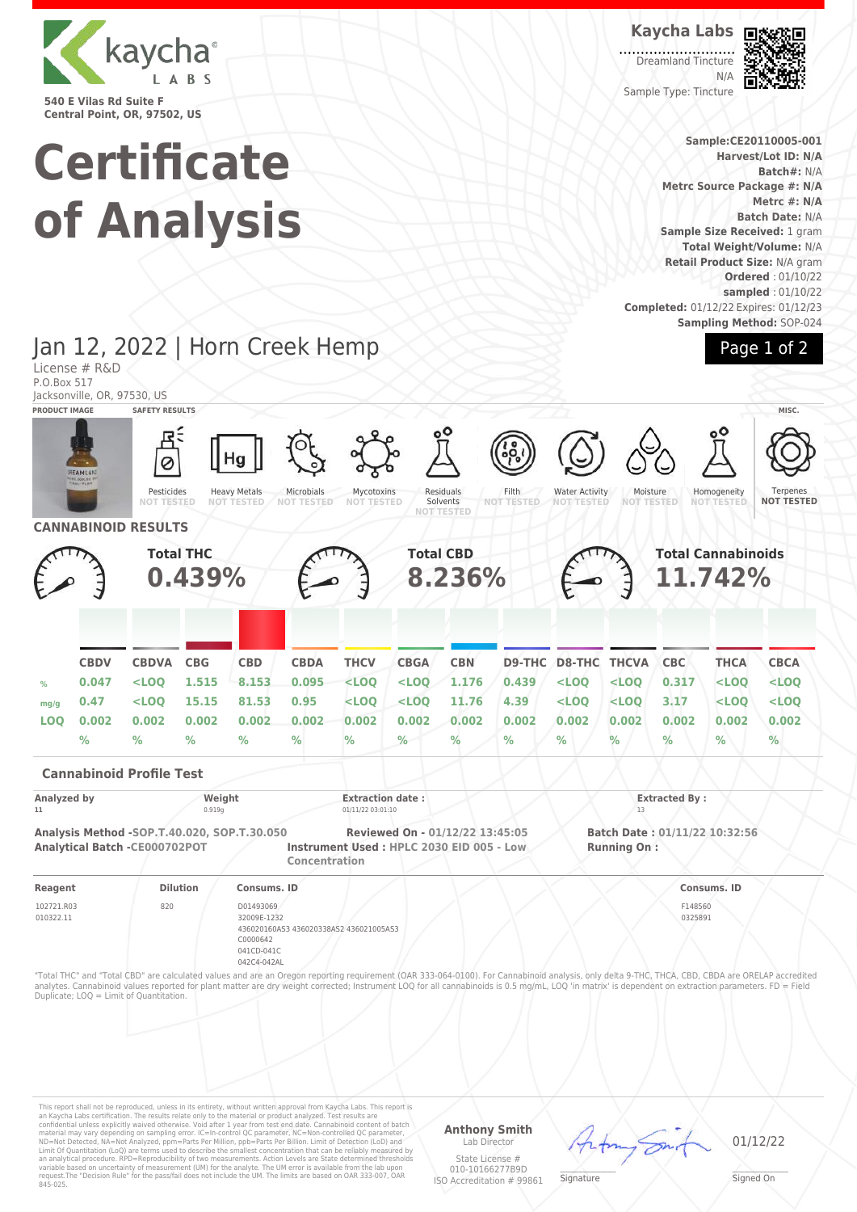kaycha LABS

540 E Vilas Rd Suite F
Central Point, OR, 97502, US

**Kaycha Labs**

Dreamland Tincture
N/A
Sample Type: Tincture

# Certificate of Analysis

**Sample:CE20110005-001**
**Harvest/Lot ID: N/A**
**Batch#:** N/A
**Metrc Source Package #: N/A**
**Metrc #: N/A**
**Batch Date:** N/A
**Sample Size Received:** 1 gram
**Total Weight/Volume:** N/A
**Retail Product Size:** N/A gram
**Ordered** : 01/10/22
**sampled** : 01/10/22
**Completed:** 01/12/22 Expires: 01/12/23
**Sampling Method:** SOP-024

## Jan 12, 2022 | Horn Creek Hemp

License # R&D
P.O.Box 517
Jacksonville, OR, 97530, US

**PRODUCT IMAGE** | **SAFETY RESULTS** | **MISC.**

| Pesticides | Heavy Metals | Microbials | Mycotoxins | Residuals Solvents | Filth | Water Activity | Moisture | Homogeneity | Terpenes |
|---|---|---|---|---|---|---|---|---|---|
| NOT TESTED | NOT TESTED | NOT TESTED | NOT TESTED | NOT TESTED | NOT TESTED | NOT TESTED | NOT TESTED | NOT TESTED | NOT TESTED |

## CANNABINOID RESULTS

**Total THC** 0.439% | **Total CBD** 8.236% | **Total Cannabinoids** 11.742%

| | CBDV | CBDVA | CBG | CBD | CBDA | THCV | CBGA | CBN | D9-THC | D8-THC | THCVA | CBC | THCA | CBCA |
|---|---|---|---|---|---|---|---|---|---|---|---|---|---|---|
| % | 0.047 | <LOQ | 1.515 | 8.153 | 0.095 | <LOQ | <LOQ | 1.176 | 0.439 | <LOQ | <LOQ | 0.317 | <LOQ | <LOQ |
| mg/g | 0.47 | <LOQ | 15.15 | 81.53 | 0.95 | <LOQ | <LOQ | 11.76 | 4.39 | <LOQ | <LOQ | 3.17 | <LOQ | <LOQ |
| LOQ | 0.002 | 0.002 | 0.002 | 0.002 | 0.002 | 0.002 | 0.002 | 0.002 | 0.002 | 0.002 | 0.002 | 0.002 | 0.002 | 0.002 |
| | % | % | % | % | % | % | % | % | % | % | % | % | % | % |

### Cannabinoid Profile Test

| Analyzed by | Weight | Extraction date : | Extracted By : |
|---|---|---|---|
| 11 | 0.919g | 01/11/22 03:01:10 | 13 |

**Analysis Method -SOP.T.40.020, SOP.T.30.050**
**Analytical Batch -CE000702POT**
**Reviewed On - 01/12/22 13:45:05**
**Instrument Used : HPLC 2030 EID 005 - Low Concentration**
**Batch Date : 01/11/22 10:32:56**
**Running On :**

| Reagent | Dilution | Consums. ID | Consums. ID |
|---|---|---|---|
| 102721.R03<br>010322.11 | 820 | D01493069<br>32009E-1232<br>436020160AS3 436020338AS2 436021005AS3<br>C0000642<br>041CD-041C<br>042C4-042AL | F148560<br>0325891 |

"Total THC" and "Total CBD" are calculated values and are an Oregon reporting requirement (OAR 333-064-0100). For Cannabinoid analysis, only delta 9-THC, THCA, CBD, CBDA are ORELAP accredited analytes. Cannabinoid values reported for plant matter are dry weight corrected; Instrument LOQ for all cannabinoids is 0.5 mg/mL, LOQ 'in matrix' is dependent on extraction parameters. FD = Field Duplicate; LOQ = Limit of Quantitation.

This report shall not be reproduced, unless in its entirety, without written approval from Kaycha Labs. This report is an Kaycha Labs certification. The results relate only to the material or product analyzed. Test results are confidential unless explicitly waived otherwise. Void after 1 year from test end date. Cannabinoid content of batch material may vary depending on sampling error. IC=In-control QC parameter, NC=Non-controlled QC parameter, ND=Not Detected, NA=Not Analyzed, ppm=Parts Per Million, ppb=Parts Per Billion. Limit of Detection (LoD) and Limit Of Quantitation (LoQ) are terms used to describe the smallest concentration that can be reliably measured by an analytical procedure. RPD=Reproducibility of two measurements. Action Levels are State determined thresholds variable based on uncertainty of measurement (UM) for the analyte. The UM error is available from the lab upon request.The "Decision Rule" for the pass/fail does not include the UM. The limits are based on OAR 333-007, OAR 845-025.

**Anthony Smith**
Lab Director
State License # 010-10166277B9D
ISO Accreditation # 99861

Signature

01/12/22
Signed On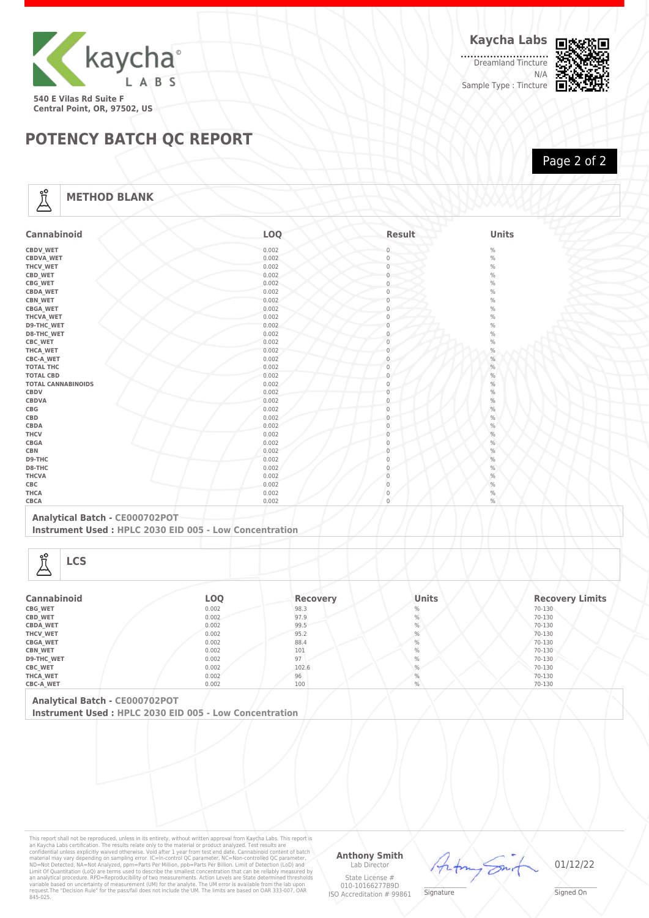kaycha LABS

540 E Vilas Rd Suite F
Central Point, OR, 97502, US

**Kaycha Labs**

Dreamland Tincture
N/A
Sample Type : Tincture

# POTENCY BATCH QC REPORT

## METHOD BLANK

| Cannabinoid | LOQ | Result | Units |
|---|---|---|---|
| CBDV_WET | 0.002 | 0 | % |
| CBDVA_WET | 0.002 | 0 | % |
| THCV_WET | 0.002 | 0 | % |
| CBD_WET | 0.002 | 0 | % |
| CBG_WET | 0.002 | 0 | % |
| CBDA_WET | 0.002 | 0 | % |
| CBN_WET | 0.002 | 0 | % |
| CBGA_WET | 0.002 | 0 | % |
| THCVA_WET | 0.002 | 0 | % |
| D9-THC_WET | 0.002 | 0 | % |
| D8-THC_WET | 0.002 | 0 | % |
| CBC_WET | 0.002 | 0 | % |
| THCA_WET | 0.002 | 0 | % |
| CBC-A_WET | 0.002 | 0 | % |
| TOTAL THC | 0.002 | 0 | % |
| TOTAL CBD | 0.002 | 0 | % |
| TOTAL CANNABINOIDS | 0.002 | 0 | % |
| CBDV | 0.002 | 0 | % |
| CBDVA | 0.002 | 0 | % |
| CBG | 0.002 | 0 | % |
| CBD | 0.002 | 0 | % |
| CBDA | 0.002 | 0 | % |
| THCV | 0.002 | 0 | % |
| CBGA | 0.002 | 0 | % |
| CBN | 0.002 | 0 | % |
| D9-THC | 0.002 | 0 | % |
| D8-THC | 0.002 | 0 | % |
| THCVA | 0.002 | 0 | % |
| CBC | 0.002 | 0 | % |
| THCA | 0.002 | 0 | % |
| CBCA | 0.002 | 0 | % |

**Analytical Batch - CE000702POT**
**Instrument Used : HPLC 2030 EID 005 - Low Concentration**

## LCS

| Cannabinoid | LOQ | Recovery | Units | Recovery Limits |
|---|---|---|---|---|
| CBG_WET | 0.002 | 98.3 | % | 70-130 |
| CBD_WET | 0.002 | 97.9 | % | 70-130 |
| CBDA_WET | 0.002 | 99.5 | % | 70-130 |
| THCV_WET | 0.002 | 95.2 | % | 70-130 |
| CBGA_WET | 0.002 | 88.4 | % | 70-130 |
| CBN_WET | 0.002 | 101 | % | 70-130 |
| D9-THC_WET | 0.002 | 97 | % | 70-130 |
| CBC_WET | 0.002 | 102.6 | % | 70-130 |
| THCA_WET | 0.002 | 96 | % | 70-130 |
| CBC-A_WET | 0.002 | 100 | % | 70-130 |

**Analytical Batch - CE000702POT**
**Instrument Used : HPLC 2030 EID 005 - Low Concentration**

This report shall not be reproduced, unless in its entirety, without written approval from Kaycha Labs. This report is an Kaycha Labs certification. The results relate only to the material or product analyzed. Test results are confidential unless explicitly waived otherwise. Void after 1 year from test end date. Cannabinoid content of batch material may vary depending on sampling error. IC=In-control QC parameter, NC=Non-controlled QC parameter, ND=Not Detected, NA=Not Analyzed, ppm=Parts Per Million, ppb=Parts Per Billion. Limit of Detection (LoD) and Limit Of Quantitation (LoQ) are terms used to describe the smallest concentration that can be reliably measured by an analytical procedure. RPD=Reproducibility of two measurements. Action Levels are State determined thresholds variable based on uncertainty of measurement (UM) for the analyte. The UM error is available from the lab upon request.The "Decision Rule" for the pass/fail does not include the UM. The limits are based on OAR 333-007, OAR 845-025.

**Anthony Smith**
Lab Director

State License # 010-10166277B9D
ISO Accreditation # 99861

Signature

01/12/22
Signed On